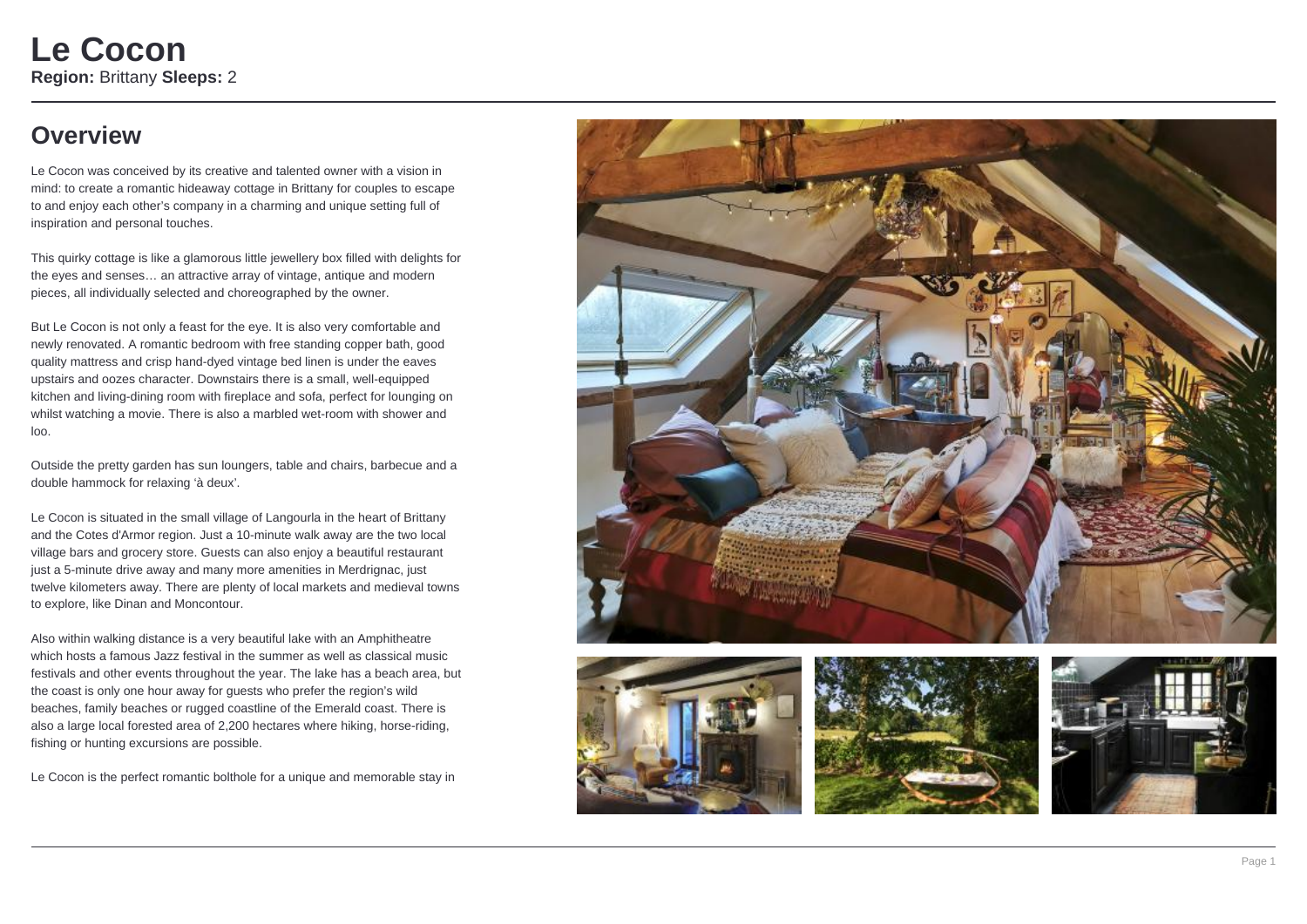# Le Cocon

**Region:** Brittany **Sleeps:** 2

## Overview

Le Cocon was conceived by its creative and talented owner with a vision in mind: to create a romantic hideaway cottage in Brittany for couples to escape to and enjoy each other's company in a charming and unique setting full of inspiration and personal touches.

This quirky cottage is like a glamorous little jewellery box filled with delights for the eyes and senses… an attractive array of vintage, antique and modern pieces, all individually selected and choreographed by the owner.

But Le Cocon is not only a feast for the eye. It is also very comfortable and newly renovated. A romantic bedroom with free standing copper bath, good quality mattress and crisp hand-dyed vintage bed linen is under the eaves upstairs and oozes character. Downstairs there is a small, well-equipped kitchen and living-dining room with fireplace and sofa, perfect for lounging on whilst watching a movie. There is also a marbled wet-room with shower and loo.

Outside the pretty garden has sun loungers, table and chairs, barbecue and a double hammock for relaxing 'à deux'.

Le Cocon is situated in the small village of Langourla in the heart of Brittany and the Cotes d'Armor region. Just a 10-minute walk away are the two local village bars and grocery store. Guests can also enjoy a beautiful restaurant just a 5-minute drive away and many more amenities in Merdrignac, just twelve kilometers away. There are plenty of local markets and medieval towns to explore, like Dinan and Moncontour.

Also within walking distance is a very beautiful lake with an Amphitheatre which hosts a famous Jazz festival in the summer as well as classical music festivals and other events throughout the year. The lake has a beach area, but the coast is only one hour away for guests who prefer the region's wild beaches, family beaches or rugged coastline of the Emerald coast. There is also a large local forested area of 2,200 hectares where hiking, horse-riding, fishing or hunting excursions are possible.

Le Cocon is the perfect romantic bolthole for a unique and memorable stay in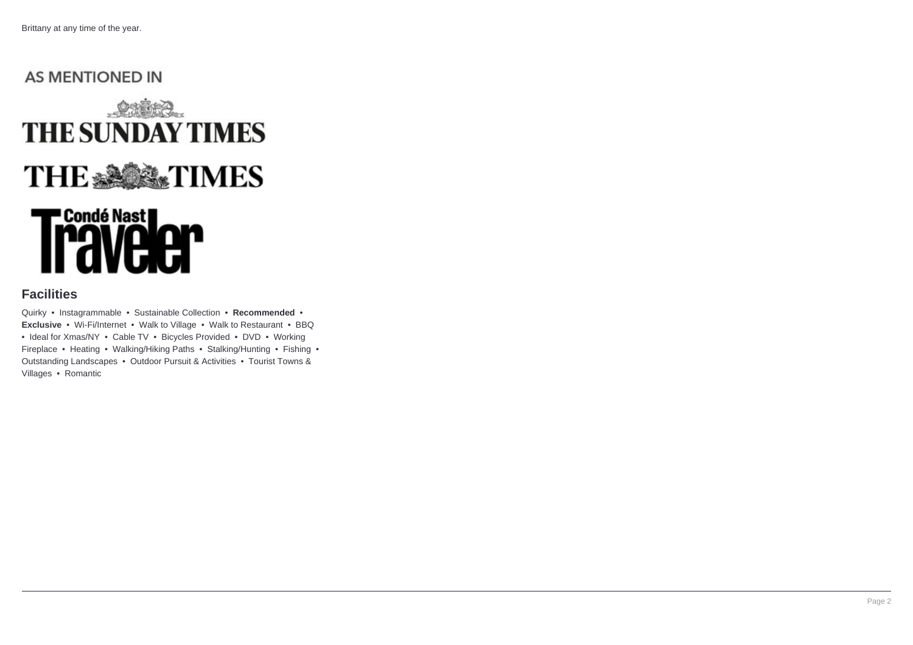Brittany at any time of the year.

## AS MENTIONED IN

THE SUNDAY TIMES

THE TIMES

Condé Nast Traveler

## Facilities

Quirky • Instagrammable • Sustainable Collection • **Recommended** • **Exclusive** • Wi-Fi/Internet • Walk to Village • Walk to Restaurant • BBQ • Ideal for Xmas/NY • Cable TV • Bicycles Provided • DVD • Working Fireplace • Heating • Walking/Hiking Paths • Stalking/Hunting • Fishing • Outstanding Landscapes • Outdoor Pursuit & Activities • Tourist Towns & Villages • Romantic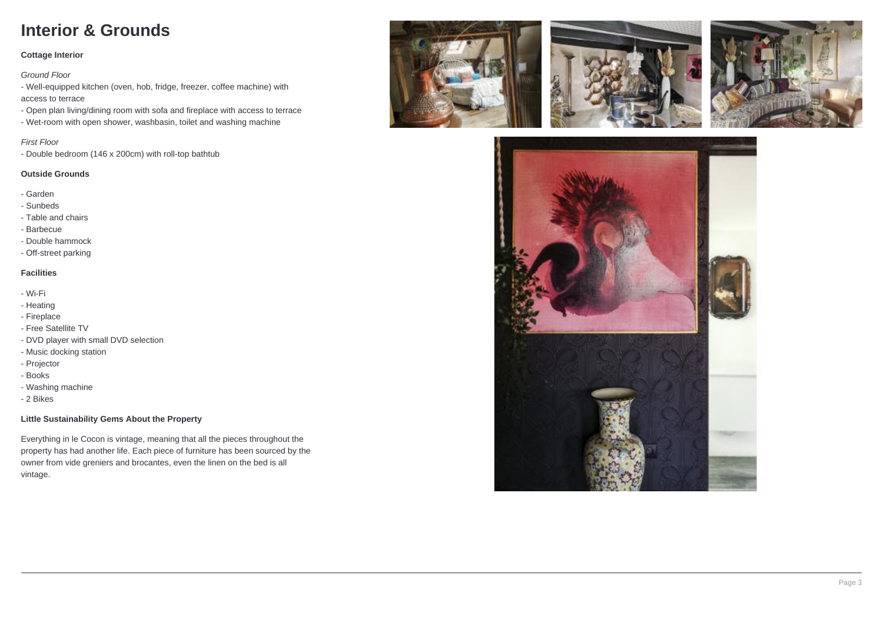# Interior & Grounds

**Cottage Interior**

*Ground Floor*

- Well-equipped kitchen (oven, hob, fridge, freezer, coffee machine) with access to terrace
- Open plan living/dining room with sofa and fireplace with access to terrace
- Wet-room with open shower, washbasin, toilet and washing machine

*First Floor*

- Double bedroom (146 x 200cm) with roll-top bathtub

**Outside Grounds**

- Garden
- Sunbeds
- Table and chairs
- Barbecue
- Double hammock
- Off-street parking

**Facilities**

- Wi-Fi
- Heating
- Fireplace
- Free Satellite TV
- DVD player with small DVD selection
- Music docking station
- Projector
- Books
- Washing machine
- 2 Bikes

**Little Sustainability Gems About the Property**

Everything in le Cocon is vintage, meaning that all the pieces throughout the property has had another life. Each piece of furniture has been sourced by the owner from vide greniers and brocantes, even the linen on the bed is all vintage.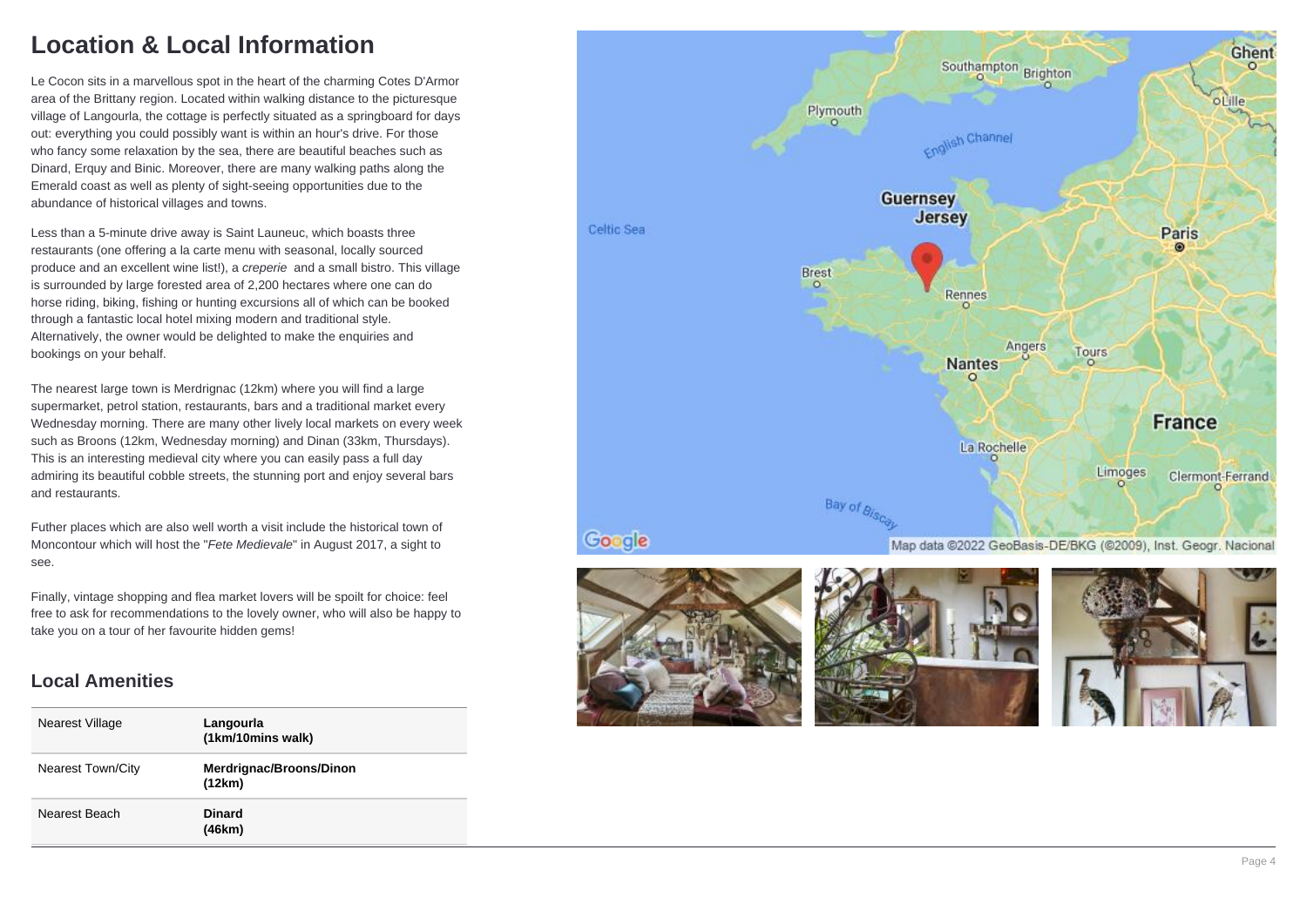# Location & Local Information

Le Cocon sits in a marvellous spot in the heart of the charming Cotes D'Armor area of the Brittany region. Located within walking distance to the picturesque village of Langourla, the cottage is perfectly situated as a springboard for days out: everything you could possibly want is within an hour's drive. For those who fancy some relaxation by the sea, there are beautiful beaches such as Dinard, Erquy and Binic. Moreover, there are many walking paths along the Emerald coast as well as plenty of sight-seeing opportunities due to the abundance of historical villages and towns.

Less than a 5-minute drive away is Saint Launeuc, which boasts three restaurants (one offering a la carte menu with seasonal, locally sourced produce and an excellent wine list!), a *creperie* and a small bistro. This village is surrounded by large forested area of 2,200 hectares where one can do horse riding, biking, fishing or hunting excursions all of which can be booked through a fantastic local hotel mixing modern and traditional style. Alternatively, the owner would be delighted to make the enquiries and bookings on your behalf.

The nearest large town is Merdrignac (12km) where you will find a large supermarket, petrol station, restaurants, bars and a traditional market every Wednesday morning. There are many other lively local markets on every week such as Broons (12km, Wednesday morning) and Dinan (33km, Thursdays). This is an interesting medieval city where you can easily pass a full day admiring its beautiful cobble streets, the stunning port and enjoy several bars and restaurants.

Futher places which are also well worth a visit include the historical town of Moncontour which will host the "*Fete Medievale*" in August 2017, a sight to see.

Finally, vintage shopping and flea market lovers will be spoilt for choice: feel free to ask for recommendations to the lovely owner, who will also be happy to take you on a tour of her favourite hidden gems!

## Local Amenities

| | |
|---|---|
| Nearest Village | **Langourla (1km/10mins walk)** |
| Nearest Town/City | **Merdrignac/Broons/Dinon (12km)** |
| Nearest Beach | **Dinard (46km)** |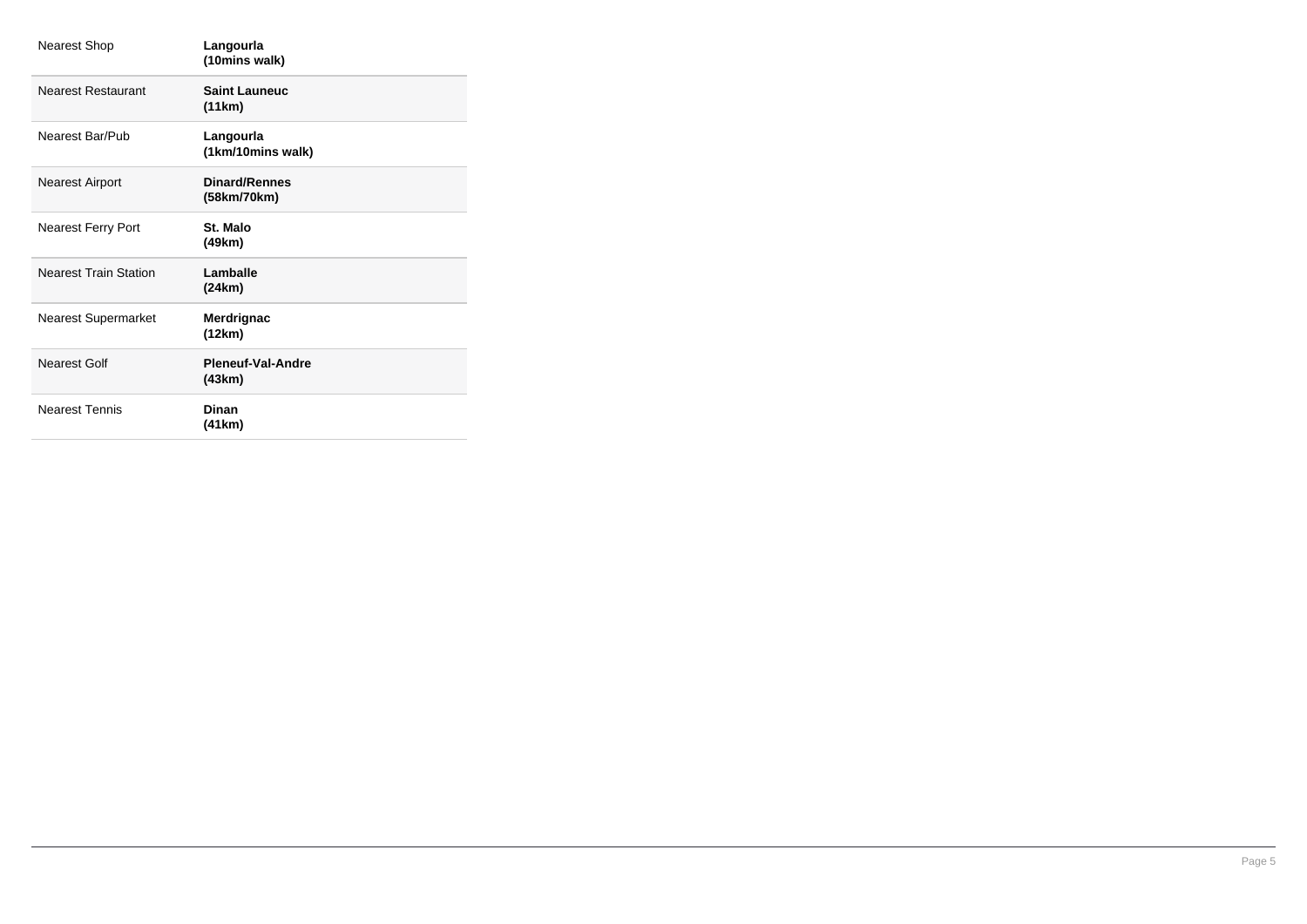| | |
|---|---|
| Nearest Shop | **Langourla (10mins walk)** |
| Nearest Restaurant | **Saint Launeuc (11km)** |
| Nearest Bar/Pub | **Langourla (1km/10mins walk)** |
| Nearest Airport | **Dinard/Rennes (58km/70km)** |
| Nearest Ferry Port | **St. Malo (49km)** |
| Nearest Train Station | **Lamballe (24km)** |
| Nearest Supermarket | **Merdrignac (12km)** |
| Nearest Golf | **Pleneuf-Val-Andre (43km)** |
| Nearest Tennis | **Dinan (41km)** |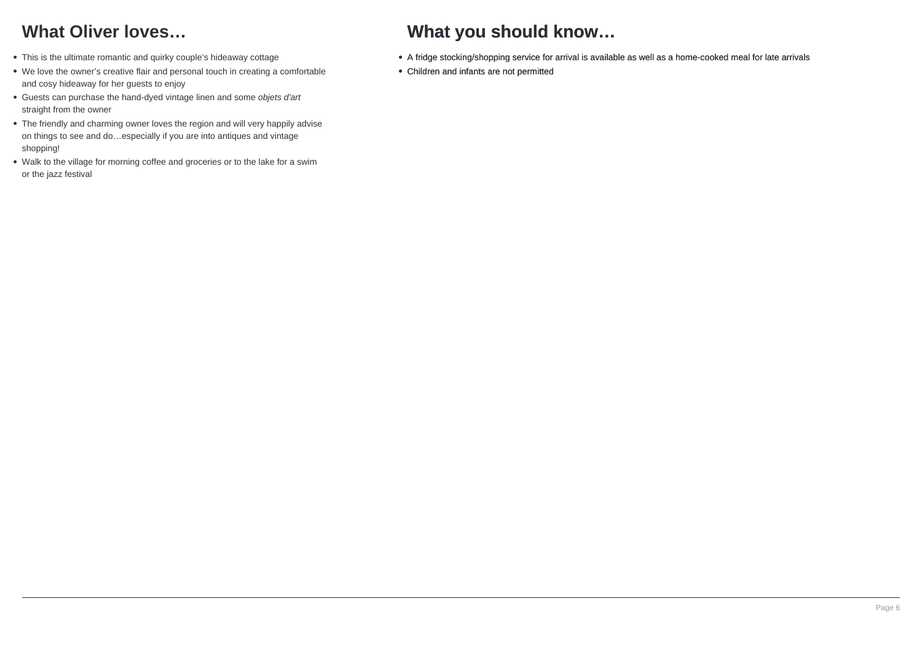## What Oliver loves…

- This is the ultimate romantic and quirky couple's hideaway cottage
- We love the owner's creative flair and personal touch in creating a comfortable and cosy hideaway for her guests to enjoy
- Guests can purchase the hand-dyed vintage linen and some *objets d'art* straight from the owner
- The friendly and charming owner loves the region and will very happily advise on things to see and do…especially if you are into antiques and vintage shopping!
- Walk to the village for morning coffee and groceries or to the lake for a swim or the jazz festival

## What you should know…

- A fridge stocking/shopping service for arrival is available as well as a home-cooked meal for late arrivals
- Children and infants are not permitted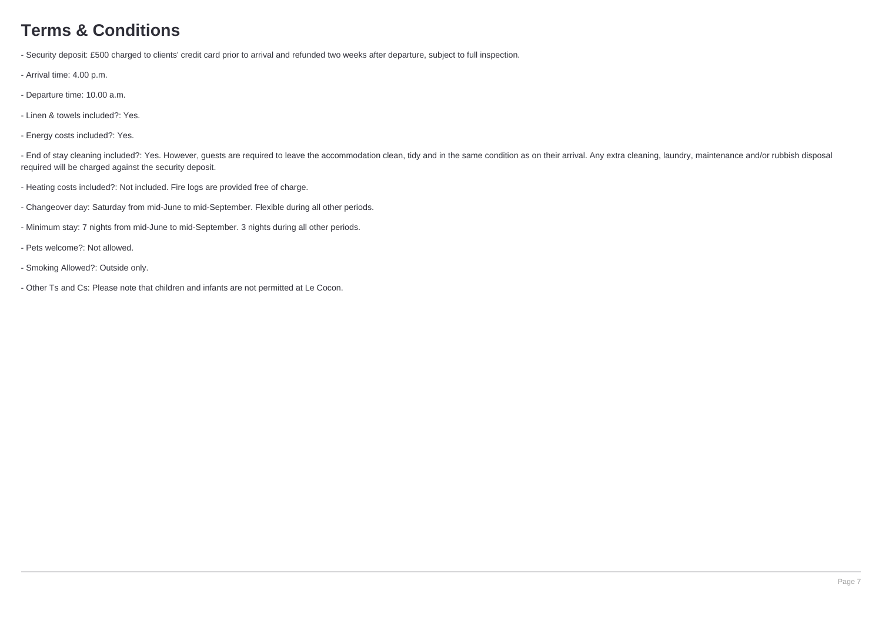# Terms & Conditions

- Security deposit: £500 charged to clients' credit card prior to arrival and refunded two weeks after departure, subject to full inspection.

- Arrival time: 4.00 p.m.

- Departure time: 10.00 a.m.

- Linen & towels included?: Yes.

- Energy costs included?: Yes.

- End of stay cleaning included?: Yes. However, guests are required to leave the accommodation clean, tidy and in the same condition as on their arrival. Any extra cleaning, laundry, maintenance and/or rubbish disposal required will be charged against the security deposit.

- Heating costs included?: Not included. Fire logs are provided free of charge.

- Changeover day: Saturday from mid-June to mid-September. Flexible during all other periods.

- Minimum stay: 7 nights from mid-June to mid-September. 3 nights during all other periods.

- Pets welcome?: Not allowed.

- Smoking Allowed?: Outside only.

- Other Ts and Cs: Please note that children and infants are not permitted at Le Cocon.